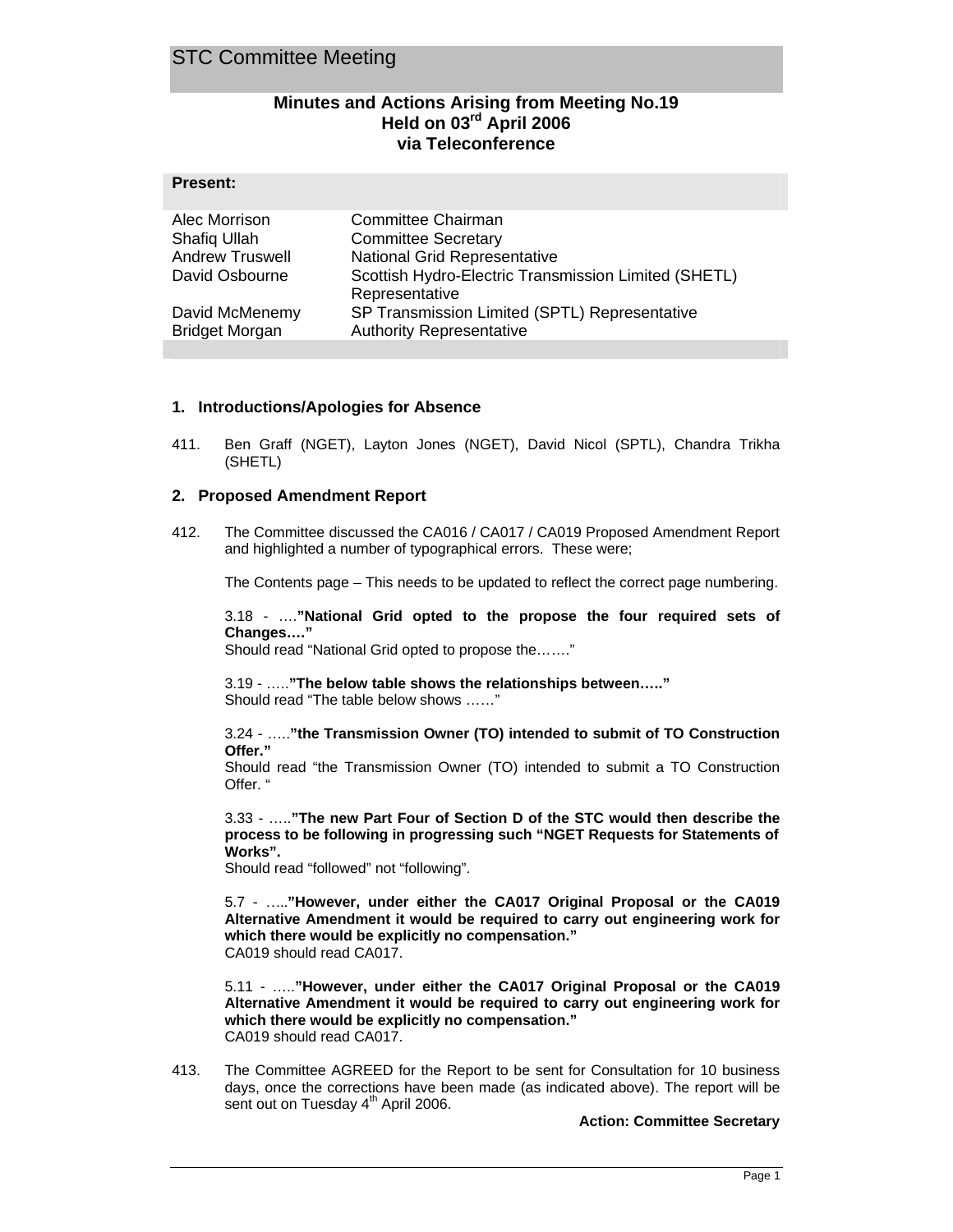# STC Committee Meeting

## Minutes and Actions Arising from Meeting No.19
## Held on 03rd April 2006
## via Teleconference

**Present:**

| | |
|---|---|
| Alec Morrison | Committee Chairman |
| Shafiq Ullah | Committee Secretary |
| Andrew Truswell | National Grid Representative |
| David Osbourne | Scottish Hydro-Electric Transmission Limited (SHETL) Representative |
| David McMenemy | SP Transmission Limited (SPTL) Representative |
| Bridget Morgan | Authority Representative |

### 1. Introductions/Apologies for Absence

411. Ben Graff (NGET), Layton Jones (NGET), David Nicol (SPTL), Chandra Trikha (SHETL)

### 2. Proposed Amendment Report

412. The Committee discussed the CA016 / CA017 / CA019 Proposed Amendment Report and highlighted a number of typographical errors. These were;

The Contents page – This needs to be updated to reflect the correct page numbering.

3.18 - ….**"National Grid opted to the propose the four required sets of Changes…."**
Should read "National Grid opted to propose the……"

3.19 - …..**"The below table shows the relationships between….."**
Should read "The table below shows ……"

3.24 - …..**"the Transmission Owner (TO) intended to submit of TO Construction Offer."**
Should read "the Transmission Owner (TO) intended to submit a TO Construction Offer. "

3.33 - …..**"The new Part Four of Section D of the STC would then describe the process to be following in progressing such "NGET Requests for Statements of Works".**
Should read "followed" not "following".

5.7 - …..**"However, under either the CA017 Original Proposal or the CA019 Alternative Amendment it would be required to carry out engineering work for which there would be explicitly no compensation."**
CA019 should read CA017.

5.11 - …..**"However, under either the CA017 Original Proposal or the CA019 Alternative Amendment it would be required to carry out engineering work for which there would be explicitly no compensation."**
CA019 should read CA017.

413. The Committee AGREED for the Report to be sent for Consultation for 10 business days, once the corrections have been made (as indicated above). The report will be sent out on Tuesday 4th April 2006.

**Action: Committee Secretary**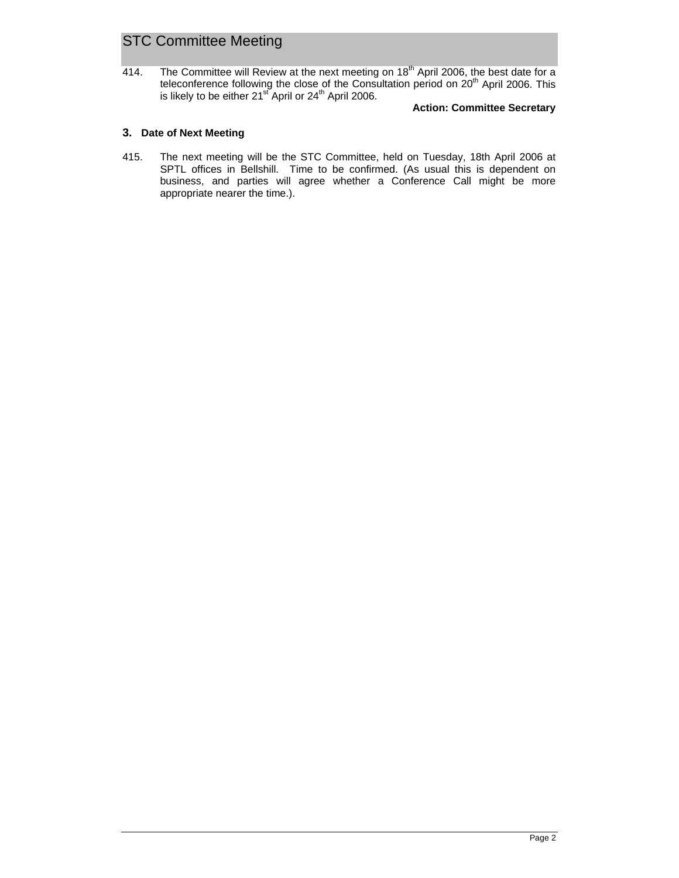414. The Committee will Review at the next meeting on 18th April 2006, the best date for a teleconference following the close of the Consultation period on 20th April 2006. This is likely to be either 21st April or 24th April 2006.

**Action: Committee Secretary**

### 3. Date of Next Meeting

415. The next meeting will be the STC Committee, held on Tuesday, 18th April 2006 at SPTL offices in Bellshill. Time to be confirmed. (As usual this is dependent on business, and parties will agree whether a Conference Call might be more appropriate nearer the time.).